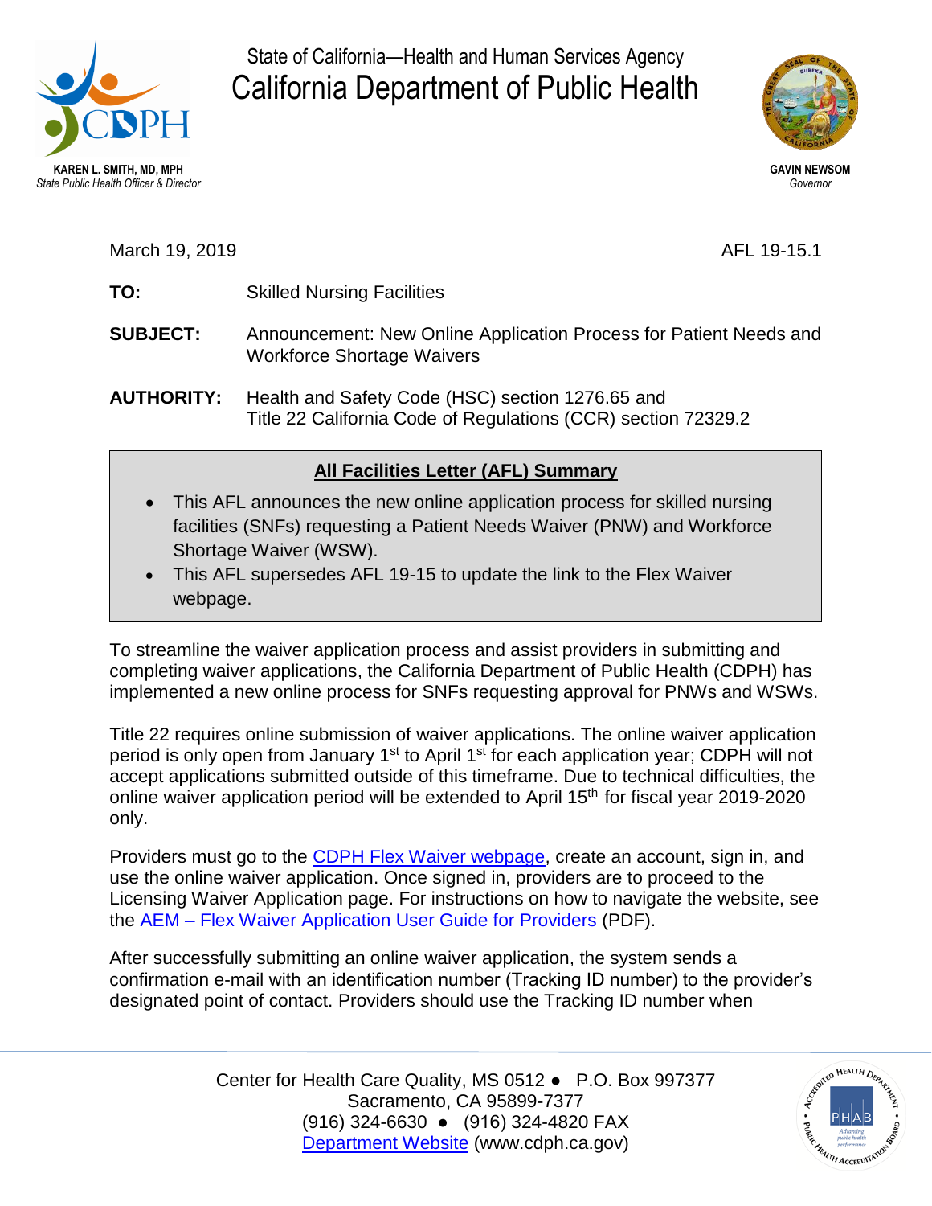State of California—Health and Human Services Agency

# California Department of Public Health

**KAREN L. SMITH, MD, MPH**
*State Public Health Officer & Director*

**GAVIN NEWSOM**
*Governor*

March 19, 2019

AFL 19-15.1

**TO:** Skilled Nursing Facilities

**SUBJECT:** Announcement: New Online Application Process for Patient Needs and Workforce Shortage Waivers

**AUTHORITY:** Health and Safety Code (HSC) section 1276.65 and Title 22 California Code of Regulations (CCR) section 72329.2

## All Facilities Letter (AFL) Summary

- This AFL announces the new online application process for skilled nursing facilities (SNFs) requesting a Patient Needs Waiver (PNW) and Workforce Shortage Waiver (WSW).
- This AFL supersedes AFL 19-15 to update the link to the Flex Waiver webpage.

To streamline the waiver application process and assist providers in submitting and completing waiver applications, the California Department of Public Health (CDPH) has implemented a new online process for SNFs requesting approval for PNWs and WSWs.

Title 22 requires online submission of waiver applications. The online waiver application period is only open from January 1st to April 1st for each application year; CDPH will not accept applications submitted outside of this timeframe. Due to technical difficulties, the online waiver application period will be extended to April 15th for fiscal year 2019-2020 only.

Providers must go to the CDPH Flex Waiver webpage, create an account, sign in, and use the online waiver application. Once signed in, providers are to proceed to the Licensing Waiver Application page. For instructions on how to navigate the website, see the AEM – Flex Waiver Application User Guide for Providers (PDF).

After successfully submitting an online waiver application, the system sends a confirmation e-mail with an identification number (Tracking ID number) to the provider's designated point of contact. Providers should use the Tracking ID number when

Center for Health Care Quality, MS 0512 ● P.O. Box 997377
Sacramento, CA 95899-7377
(916) 324-6630 ● (916) 324-4820 FAX
Department Website (www.cdph.ca.gov)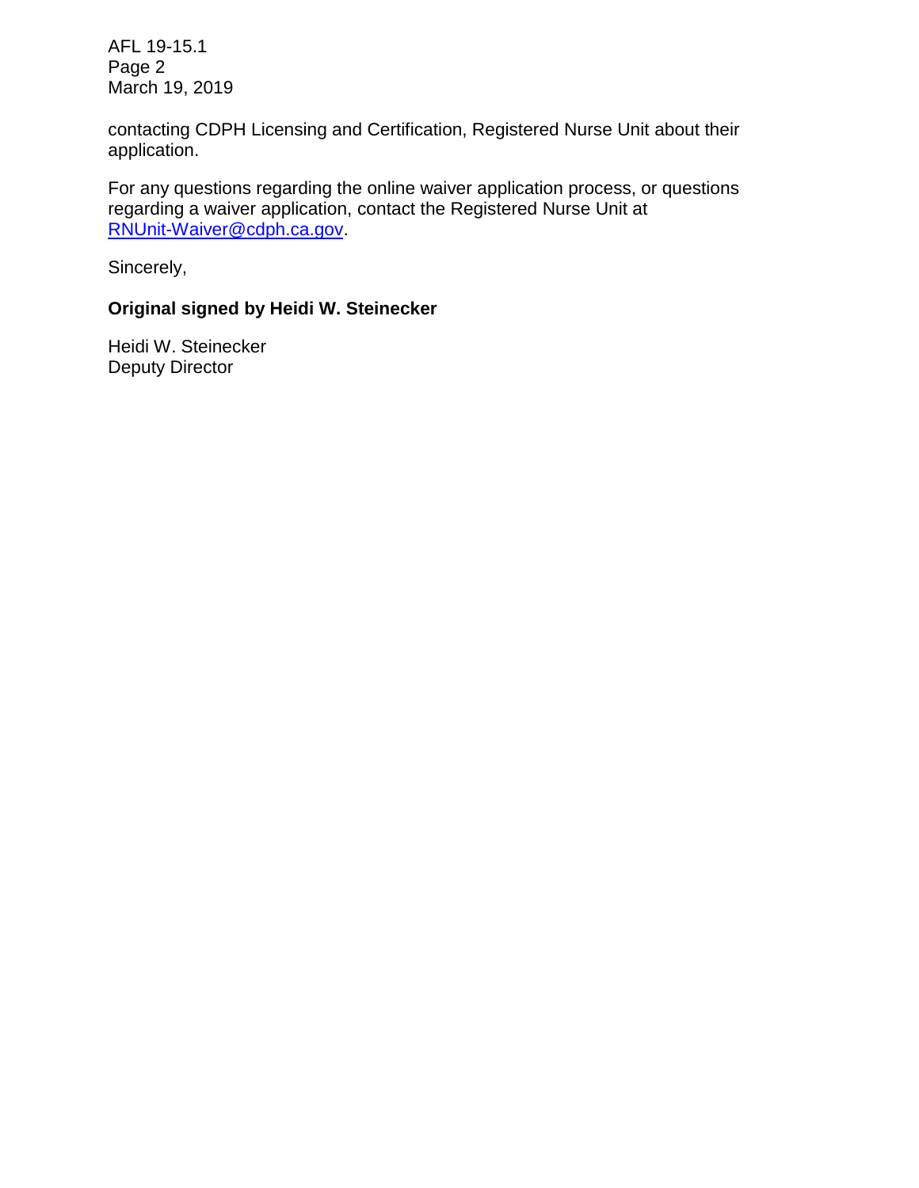contacting CDPH Licensing and Certification, Registered Nurse Unit about their application.

For any questions regarding the online waiver application process, or questions regarding a waiver application, contact the Registered Nurse Unit at [RNUnit-Waiver@cdph.ca.gov](mailto:RNUnit-Waiver@cdph.ca.gov).

Sincerely,

**Original signed by Heidi W. Steinecker**

Heidi W. Steinecker
Deputy Director